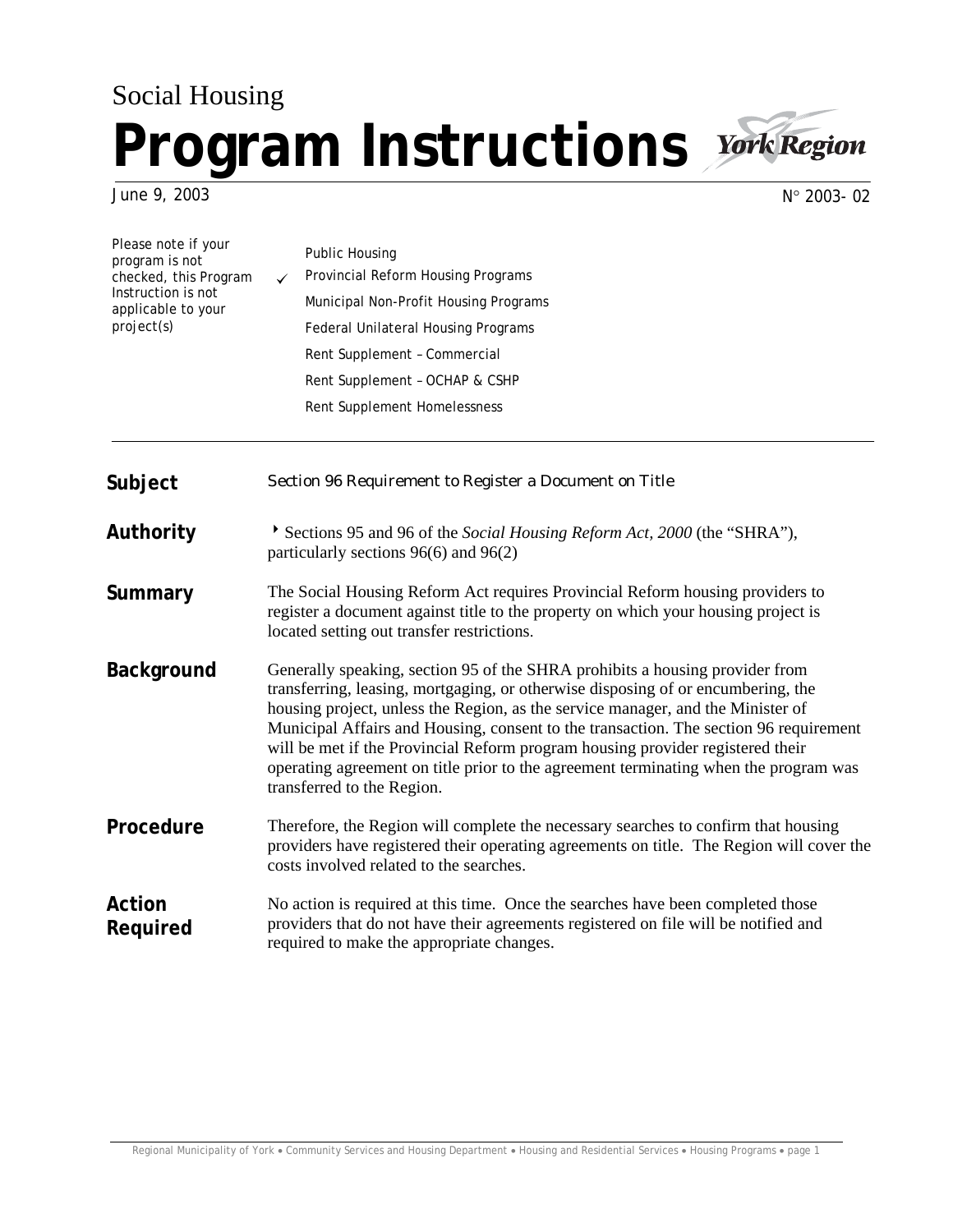Social Housing

# Program Instructions

June 9, 2003 N° 2003- 02

Please note if your program is not checked, this Program Instruction is not applicable to your project(s)

- Public Housing
- ✓ Provincial Reform Housing Programs
- Municipal Non-Profit Housing Programs
- Federal Unilateral Housing Programs
- Rent Supplement – Commercial
- Rent Supplement – OCHAP & CSHP
- Rent Supplement Homelessness

---

**Subject**

Section 96 Requirement to Register a Document on Title

**Authority**

‣ Sections 95 and 96 of the *Social Housing Reform Act, 2000* (the "SHRA"), particularly sections 96(6) and 96(2)

**Summary**

The Social Housing Reform Act requires Provincial Reform housing providers to register a document against title to the property on which your housing project is located setting out transfer restrictions.

**Background**

Generally speaking, section 95 of the SHRA prohibits a housing provider from transferring, leasing, mortgaging, or otherwise disposing of or encumbering, the housing project, unless the Region, as the service manager, and the Minister of Municipal Affairs and Housing, consent to the transaction. The section 96 requirement will be met if the Provincial Reform program housing provider registered their operating agreement on title prior to the agreement terminating when the program was transferred to the Region.

**Procedure**

Therefore, the Region will complete the necessary searches to confirm that housing providers have registered their operating agreements on title. The Region will cover the costs involved related to the searches.

**Action Required**

No action is required at this time. Once the searches have been completed those providers that do not have their agreements registered on file will be notified and required to make the appropriate changes.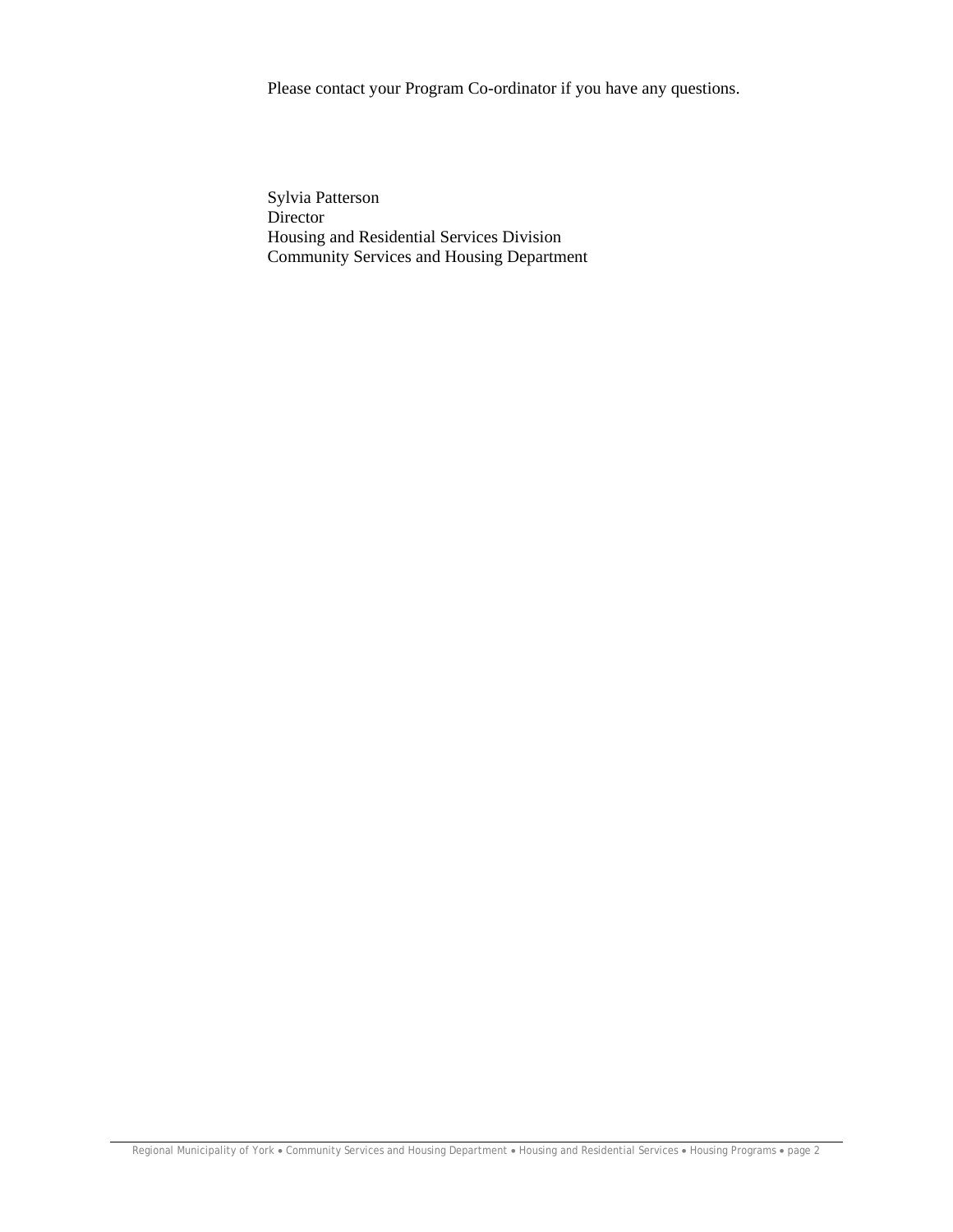Please contact your Program Co-ordinator if you have any questions.

Sylvia Patterson  
Director  
Housing and Residential Services Division  
Community Services and Housing Department